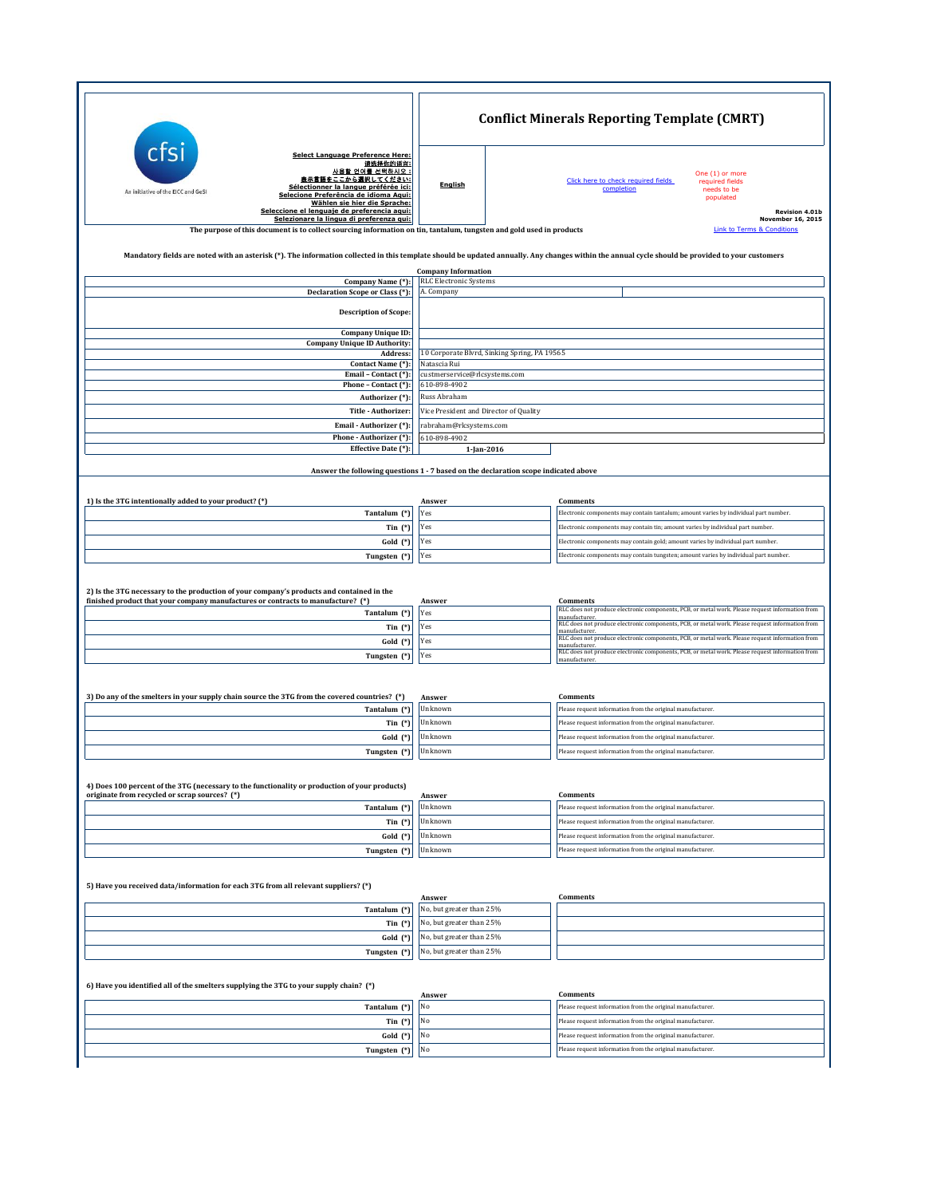cfsi

An initiative of the EICC and GeSI

**Select Language Preference Here:**
**请选择你的语言:**
**사용할 언어를 선택하시오 :**
**表示言語をここから選択してください:**
**Sélectionner la langue préférée ici:**
**Selecione Preferência de idioma Aqui:**
**Wählen sie hier die Sprache:**
**Seleccione el lenguaje de preferencia aqui:**
**Selezionare la lingua di preferenza qui:**

# Conflict Minerals Reporting Template (CMRT)

**English**

Click here to check required fields completion

One (1) or more required fields needs to be populated

**Revision 4.01b**
**November 16, 2015**

**The purpose of this document is to collect sourcing information on tin, tantalum, tungsten and gold used in products**

Link to Terms & Conditions

**Mandatory fields are noted with an asterisk (*). The information collected in this template should be updated annually. Any changes within the annual cycle should be provided to your customers**

**Company Information**

| Field | Value |
|---|---|
| Company Name (*): | RLC Electronic Systems |
| Declaration Scope or Class (*): | A. Company |
| Description of Scope: | |
| Company Unique ID: | |
| Company Unique ID Authority: | |
| Address: | 10 Corporate Blvrd, Sinking Spring, PA 19565 |
| Contact Name (*): | Natascia Rui |
| Email – Contact (*): | custmerservice@rlcsystems.com |
| Phone – Contact (*): | 610-898-4902 |
| Authorizer (*): | Russ Abraham |
| Title - Authorizer: | Vice President and Director of Quality |
| Email - Authorizer (*): | rabraham@rlcsystems.com |
| Phone - Authorizer (*): | 610-898-4902 |
| Effective Date (*): | 1-Jan-2016 |

**Answer the following questions 1 - 7 based on the declaration scope indicated above**

**1) Is the 3TG intentionally added to your product? (*)**

| | Answer | Comments |
|---|---|---|
| Tantalum (*) | Yes | Electronic components may contain tantalum; amount varies by individual part number. |
| Tin (*) | Yes | Electronic components may contain tin; amount varies by individual part number. |
| Gold (*) | Yes | Electronic components may contain gold; amount varies by individual part number. |
| Tungsten (*) | Yes | Electronic components may contain tungsten; amount varies by individual part number. |

**2) Is the 3TG necessary to the production of your company's products and contained in the finished product that your company manufactures or contracts to manufacture? (*)**

| | Answer | Comments |
|---|---|---|
| Tantalum (*) | Yes | RLC does not produce electronic components, PCB, or metal work. Please request information from manufacturer. |
| Tin (*) | Yes | RLC does not produce electronic components, PCB, or metal work. Please request information from manufacturer. |
| Gold (*) | Yes | RLC does not produce electronic components, PCB, or metal work. Please request information from manufacturer. |
| Tungsten (*) | Yes | RLC does not produce electronic components, PCB, or metal work. Please request information from manufacturer. |

**3) Do any of the smelters in your supply chain source the 3TG from the covered countries? (*)**

| | Answer | Comments |
|---|---|---|
| Tantalum (*) | Unknown | Please request information from the original manufacturer. |
| Tin (*) | Unknown | Please request information from the original manufacturer. |
| Gold (*) | Unknown | Please request information from the original manufacturer. |
| Tungsten (*) | Unknown | Please request information from the original manufacturer. |

**4) Does 100 percent of the 3TG (necessary to the functionality or production of your products) originate from recycled or scrap sources? (*)**

| | Answer | Comments |
|---|---|---|
| Tantalum (*) | Unknown | Please request information from the original manufacturer. |
| Tin (*) | Unknown | Please request information from the original manufacturer. |
| Gold (*) | Unknown | Please request information from the original manufacturer. |
| Tungsten (*) | Unknown | Please request information from the original manufacturer. |

**5) Have you received data/information for each 3TG from all relevant suppliers? (*)**

| | Answer | Comments |
|---|---|---|
| Tantalum (*) | No, but greater than 25% | |
| Tin (*) | No, but greater than 25% | |
| Gold (*) | No, but greater than 25% | |
| Tungsten (*) | No, but greater than 25% | |

**6) Have you identified all of the smelters supplying the 3TG to your supply chain? (*)**

| | Answer | Comments |
|---|---|---|
| Tantalum (*) | No | Please request information from the original manufacturer. |
| Tin (*) | No | Please request information from the original manufacturer. |
| Gold (*) | No | Please request information from the original manufacturer. |
| Tungsten (*) | No | Please request information from the original manufacturer. |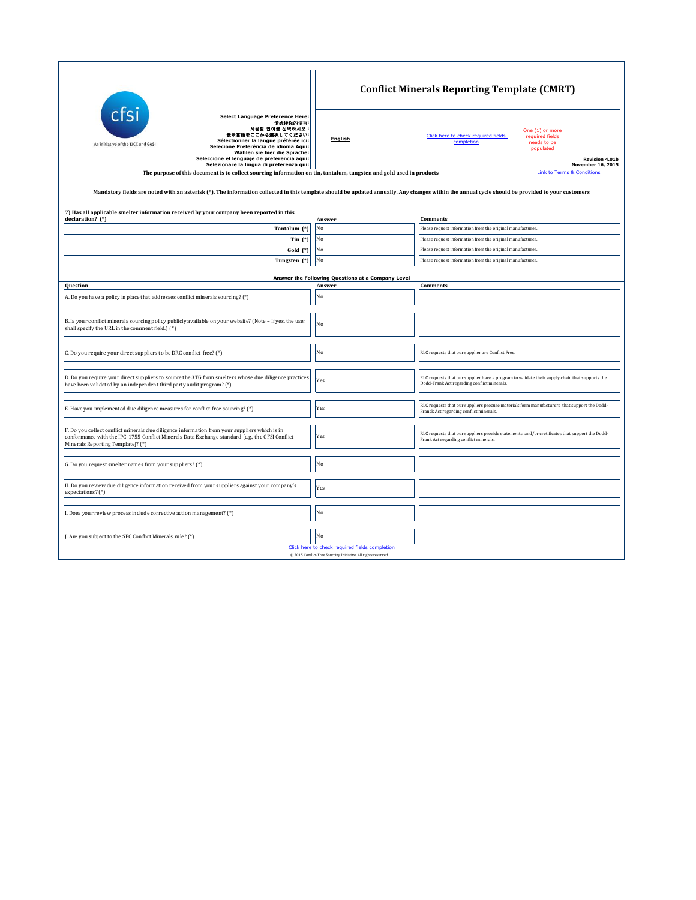# Conflict Minerals Reporting Template (CMRT)

cfsi
An initiative of the EICC and GeSI

**Select Language Preference Here:**
**请选择你的语言:**
**사용할 언어를 선택하시오 :**
**表示言語をここから選択してください:**
**Sélectionner la langue préférée ici:**
**Selecione Preferência de idioma Aqui:**
**Wählen sie hier die Sprache:**
**Seleccione el lenguaje de preferencia aqui:**
**Selezionare la lingua di preferenza qui:**

English

Click here to check required fields completion

One (1) or more required fields needs to be populated

**Revision 4.01b**
**November 16, 2015**

**The purpose of this document is to collect sourcing information on tin, tantalum, tungsten and gold used in products**

Link to Terms & Conditions

**Mandatory fields are noted with an asterisk (*). The information collected in this template should be updated annually. Any changes within the annual cycle should be provided to your customers**

| 7) Has all applicable smelter information received by your company been reported in this declaration? (*) | Answer | Comments |
|---|---|---|
| Tantalum (*) | No | Please request information from the original manufacturer. |
| Tin (*) | No | Please request information from the original manufacturer. |
| Gold (*) | No | Please request information from the original manufacturer. |
| Tungsten (*) | No | Please request information from the original manufacturer. |

**Answer the Following Questions at a Company Level**

| Question | Answer | Comments |
|---|---|---|
| A. Do you have a policy in place that addresses conflict minerals sourcing? (*) | No | |
| B. Is your conflict minerals sourcing policy publicly available on your website? (Note – If yes, the user shall specify the URL in the comment field.) (*) | No | |
| C. Do you require your direct suppliers to be DRC conflict-free? (*) | No | RLC requests that our supplier are Conflict Free. |
| D. Do you require your direct suppliers to source the 3TG from smelters whose due diligence practices have been validated by an independent third party audit program? (*) | Yes | RLC requests that our supplier have a program to validate their supply chain that supports the Dodd-Franck Act regarding conflict minerals. |
| E. Have you implemented due diligence measures for conflict-free sourcing? (*) | Yes | RLC requests that our suppliers procure materials form manufacturers that support the Dodd-Franck Act regarding conflict minerals. |
| F. Do you collect conflict minerals due diligence information from your suppliers which is in conformance with the IPC-1755 Conflict Minerals Data Exchange standard [e.g., the CFSI Conflict Minerals Reporting Template]? (*) | Yes | RLC requests that our suppliers provide statements and/or creticates that support the Dodd-Frank Act regarding conflict minerals. |
| G. Do you request smelter names from your suppliers? (*) | No | |
| H. Do you review due diligence information received from your suppliers against your company's expectations? (*) | Yes | |
| I. Does your review process include corrective action management? (*) | No | |
| J. Are you subject to the SEC Conflict Minerals rule? (*) | No | |

Click here to check required fields completion

© 2015 Conflict-Free Sourcing Initiative. All rights reserved.